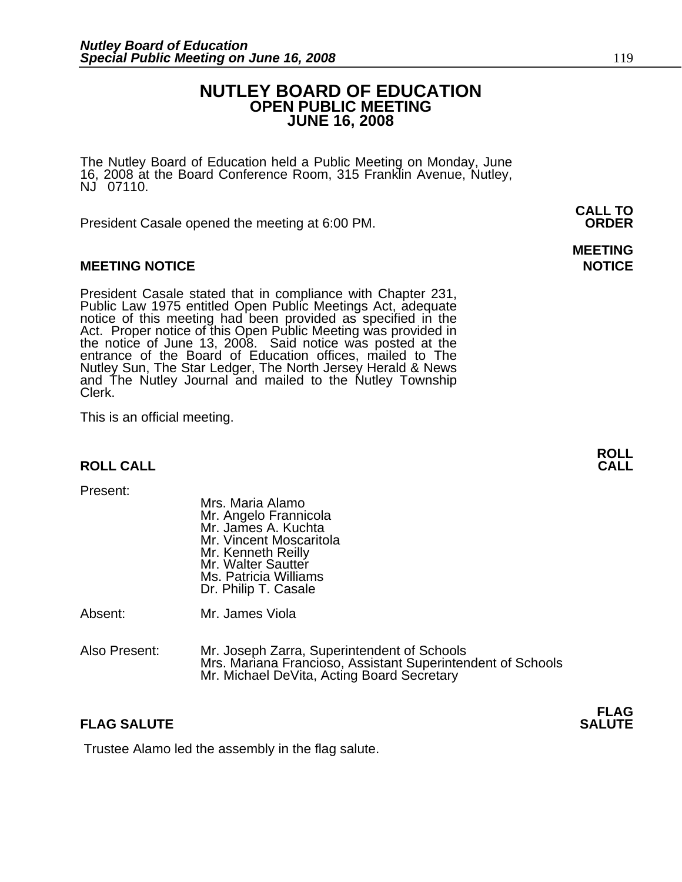# NUTLEY BOARD OF EDUCATION
## OPEN PUBLIC MEETING
## JUNE 16, 2008

The Nutley Board of Education held a Public Meeting on Monday, June 16, 2008 at the Board Conference Room, 315 Franklin Avenue, Nutley, NJ 07110.

**CALL TO ORDER**

President Casale opened the meeting at 6:00 PM.

**MEETING NOTICE**

President Casale stated that in compliance with Chapter 231, Public Law 1975 entitled Open Public Meetings Act, adequate notice of this meeting had been provided as specified in the Act. Proper notice of this Open Public Meeting was provided in the notice of June 13, 2008. Said notice was posted at the entrance of the Board of Education offices, mailed to The Nutley Sun, The Star Ledger, The North Jersey Herald & News and The Nutley Journal and mailed to the Nutley Township Clerk.

This is an official meeting.

**ROLL CALL**

Present:

Mrs. Maria Alamo
Mr. Angelo Frannicola
Mr. James A. Kuchta
Mr. Vincent Moscaritola
Mr. Kenneth Reilly
Mr. Walter Sautter
Ms. Patricia Williams
Dr. Philip T. Casale

Absent: Mr. James Viola

Also Present: Mr. Joseph Zarra, Superintendent of Schools
Mrs. Mariana Francioso, Assistant Superintendent of Schools
Mr. Michael DeVita, Acting Board Secretary

**FLAG SALUTE**

Trustee Alamo led the assembly in the flag salute.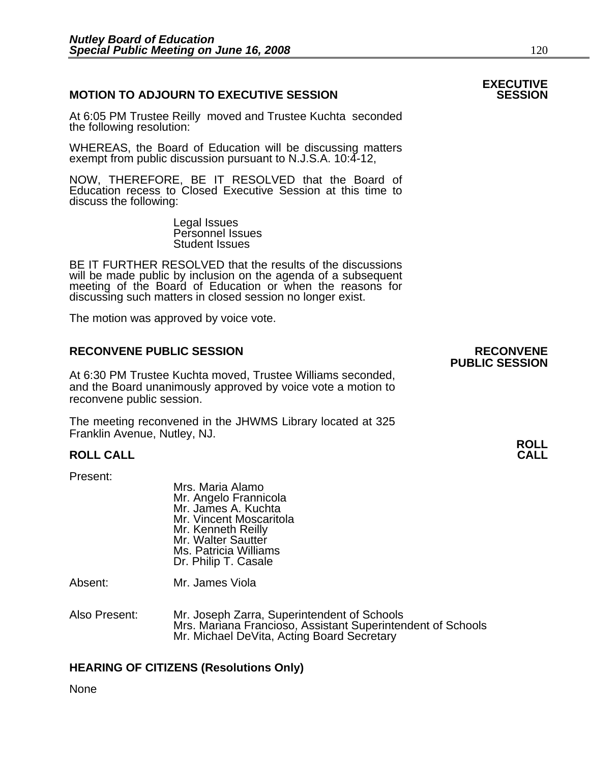## MOTION TO ADJOURN TO EXECUTIVE SESSION

**EXECUTIVE SESSION**

At 6:05 PM Trustee Reilly moved and Trustee Kuchta seconded the following resolution:

WHEREAS, the Board of Education will be discussing matters exempt from public discussion pursuant to N.J.S.A. 10:4-12,

NOW, THEREFORE, BE IT RESOLVED that the Board of Education recess to Closed Executive Session at this time to discuss the following:

Legal Issues
Personnel Issues
Student Issues

BE IT FURTHER RESOLVED that the results of the discussions will be made public by inclusion on the agenda of a subsequent meeting of the Board of Education or when the reasons for discussing such matters in closed session no longer exist.

The motion was approved by voice vote.

## RECONVENE PUBLIC SESSION

**RECONVENE PUBLIC SESSION**

At 6:30 PM Trustee Kuchta moved, Trustee Williams seconded, and the Board unanimously approved by voice vote a motion to reconvene public session.

The meeting reconvened in the JHWMS Library located at 325 Franklin Avenue, Nutley, NJ.

## ROLL CALL

**ROLL CALL**

Present:

Mrs. Maria Alamo
Mr. Angelo Frannicola
Mr. James A. Kuchta
Mr. Vincent Moscaritola
Mr. Kenneth Reilly
Mr. Walter Sautter
Ms. Patricia Williams
Dr. Philip T. Casale

Absent: Mr. James Viola

Also Present: Mr. Joseph Zarra, Superintendent of Schools
Mrs. Mariana Francioso, Assistant Superintendent of Schools
Mr. Michael DeVita, Acting Board Secretary

## HEARING OF CITIZENS (Resolutions Only)

None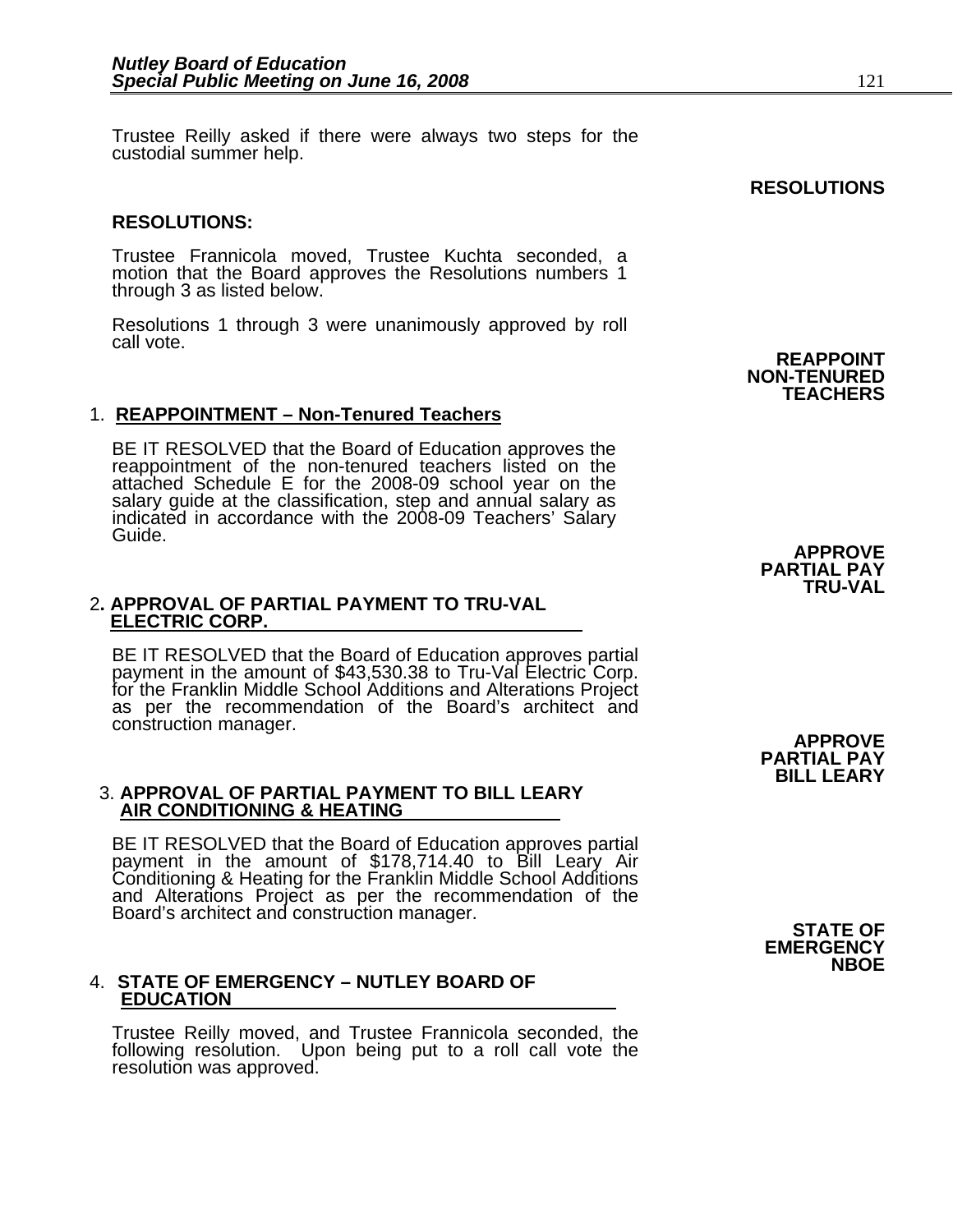Trustee Reilly asked if there were always two steps for the custodial summer help.

**RESOLUTIONS**

**RESOLUTIONS:**

Trustee Frannicola moved, Trustee Kuchta seconded, a motion that the Board approves the Resolutions numbers 1 through 3 as listed below.

Resolutions 1 through 3 were unanimously approved by roll call vote.

**REAPPOINT NON-TENURED TEACHERS**

1. **REAPPOINTMENT – Non-Tenured Teachers**

BE IT RESOLVED that the Board of Education approves the reappointment of the non-tenured teachers listed on the attached Schedule E for the 2008-09 school year on the salary guide at the classification, step and annual salary as indicated in accordance with the 2008-09 Teachers' Salary Guide.

**APPROVE PARTIAL PAY TRU-VAL**

2. **APPROVAL OF PARTIAL PAYMENT TO TRU-VAL ELECTRIC CORP.**

BE IT RESOLVED that the Board of Education approves partial payment in the amount of $43,530.38 to Tru-Val Electric Corp. for the Franklin Middle School Additions and Alterations Project as per the recommendation of the Board's architect and construction manager.

**APPROVE PARTIAL PAY BILL LEARY**

3. **APPROVAL OF PARTIAL PAYMENT TO BILL LEARY AIR CONDITIONING & HEATING**

BE IT RESOLVED that the Board of Education approves partial payment in the amount of $178,714.40 to Bill Leary Air Conditioning & Heating for the Franklin Middle School Additions and Alterations Project as per the recommendation of the Board's architect and construction manager.

**STATE OF EMERGENCY NBOE**

4. **STATE OF EMERGENCY – NUTLEY BOARD OF EDUCATION**

Trustee Reilly moved, and Trustee Frannicola seconded, the following resolution. Upon being put to a roll call vote the resolution was approved.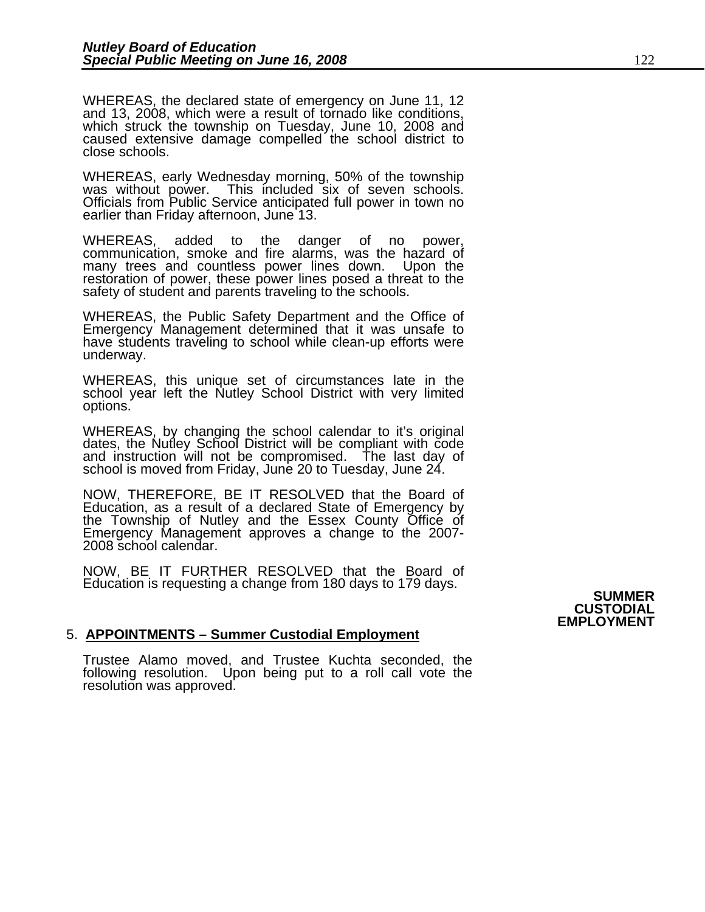WHEREAS, the declared state of emergency on June 11, 12 and 13, 2008, which were a result of tornado like conditions, which struck the township on Tuesday, June 10, 2008 and caused extensive damage compelled the school district to close schools.

WHEREAS, early Wednesday morning, 50% of the township was without power. This included six of seven schools. Officials from Public Service anticipated full power in town no earlier than Friday afternoon, June 13.

WHEREAS, added to the danger of no power, communication, smoke and fire alarms, was the hazard of many trees and countless power lines down. Upon the restoration of power, these power lines posed a threat to the safety of student and parents traveling to the schools.

WHEREAS, the Public Safety Department and the Office of Emergency Management determined that it was unsafe to have students traveling to school while clean-up efforts were underway.

WHEREAS, this unique set of circumstances late in the school year left the Nutley School District with very limited options.

WHEREAS, by changing the school calendar to it's original dates, the Nutley School District will be compliant with code and instruction will not be compromised. The last day of school is moved from Friday, June 20 to Tuesday, June 24.

NOW, THEREFORE, BE IT RESOLVED that the Board of Education, as a result of a declared State of Emergency by the Township of Nutley and the Essex County Office of Emergency Management approves a change to the 2007-2008 school calendar.

NOW, BE IT FURTHER RESOLVED that the Board of Education is requesting a change from 180 days to 179 days.

**SUMMER CUSTODIAL EMPLOYMENT**

5. **APPOINTMENTS – Summer Custodial Employment**

Trustee Alamo moved, and Trustee Kuchta seconded, the following resolution. Upon being put to a roll call vote the resolution was approved.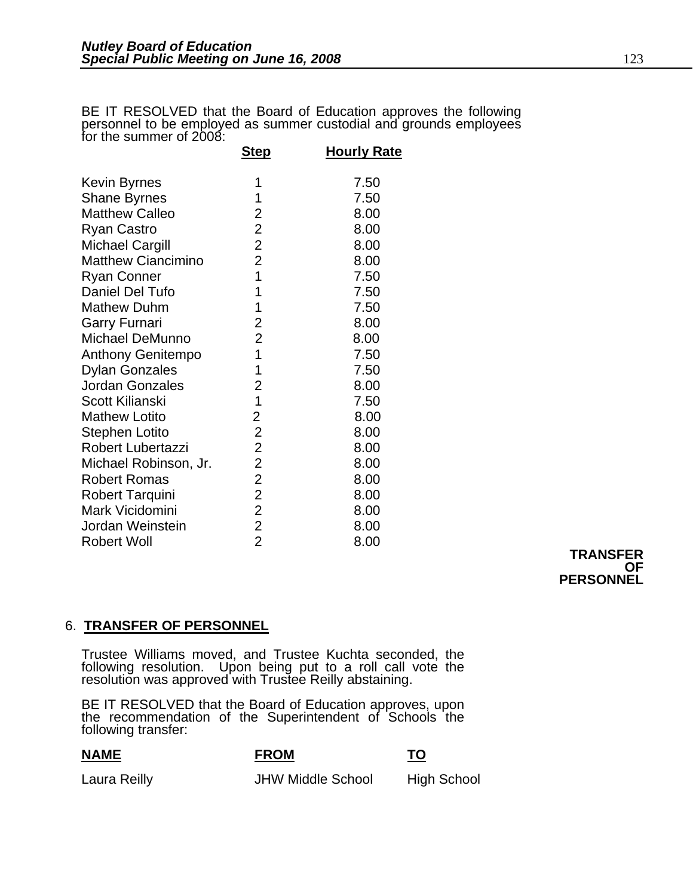BE IT RESOLVED that the Board of Education approves the following personnel to be employed as summer custodial and grounds employees for the summer of 2008:

| | Step | Hourly Rate |
|---|---|---|
| Kevin Byrnes | 1 | 7.50 |
| Shane Byrnes | 1 | 7.50 |
| Matthew Calleo | 2 | 8.00 |
| Ryan Castro | 2 | 8.00 |
| Michael Cargill | 2 | 8.00 |
| Matthew Ciancimino | 2 | 8.00 |
| Ryan Conner | 1 | 7.50 |
| Daniel Del Tufo | 1 | 7.50 |
| Mathew Duhm | 1 | 7.50 |
| Garry Furnari | 2 | 8.00 |
| Michael DeMunno | 2 | 8.00 |
| Anthony Genitempo | 1 | 7.50 |
| Dylan Gonzales | 1 | 7.50 |
| Jordan Gonzales | 2 | 8.00 |
| Scott Kilianski | 1 | 7.50 |
| Mathew Lotito | 2 | 8.00 |
| Stephen Lotito | 2 | 8.00 |
| Robert Lubertazzi | 2 | 8.00 |
| Michael Robinson, Jr. | 2 | 8.00 |
| Robert Romas | 2 | 8.00 |
| Robert Tarquini | 2 | 8.00 |
| Mark Vicidomini | 2 | 8.00 |
| Jordan Weinstein | 2 | 8.00 |
| Robert Woll | 2 | 8.00 |

**TRANSFER OF PERSONNEL**

## 6. TRANSFER OF PERSONNEL

Trustee Williams moved, and Trustee Kuchta seconded, the following resolution. Upon being put to a roll call vote the resolution was approved with Trustee Reilly abstaining.

BE IT RESOLVED that the Board of Education approves, upon the recommendation of the Superintendent of Schools the following transfer:

| NAME | FROM | TO |
|---|---|---|
| Laura Reilly | JHW Middle School | High School |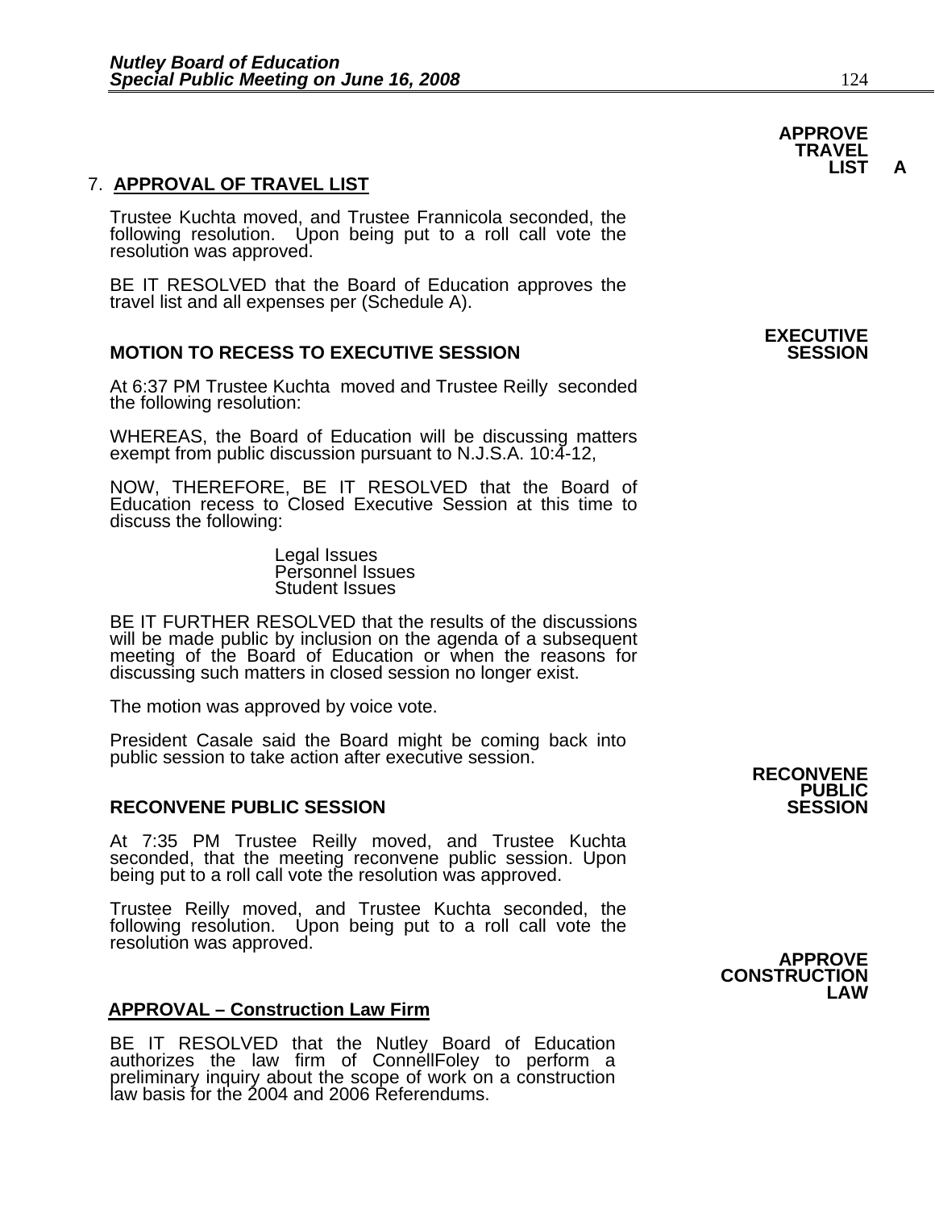**APPROVE TRAVEL LIST A**

7. **APPROVAL OF TRAVEL LIST**

Trustee Kuchta moved, and Trustee Frannicola seconded, the following resolution. Upon being put to a roll call vote the resolution was approved.

BE IT RESOLVED that the Board of Education approves the travel list and all expenses per (Schedule A).

**EXECUTIVE SESSION**

**MOTION TO RECESS TO EXECUTIVE SESSION**

At 6:37 PM Trustee Kuchta moved and Trustee Reilly seconded the following resolution:

WHEREAS, the Board of Education will be discussing matters exempt from public discussion pursuant to N.J.S.A. 10:4-12,

NOW, THEREFORE, BE IT RESOLVED that the Board of Education recess to Closed Executive Session at this time to discuss the following:

Legal Issues
Personnel Issues
Student Issues

BE IT FURTHER RESOLVED that the results of the discussions will be made public by inclusion on the agenda of a subsequent meeting of the Board of Education or when the reasons for discussing such matters in closed session no longer exist.

The motion was approved by voice vote.

President Casale said the Board might be coming back into public session to take action after executive session.

**RECONVENE PUBLIC SESSION**

**RECONVENE PUBLIC SESSION**

At 7:35 PM Trustee Reilly moved, and Trustee Kuchta seconded, that the meeting reconvene public session. Upon being put to a roll call vote the resolution was approved.

Trustee Reilly moved, and Trustee Kuchta seconded, the following resolution. Upon being put to a roll call vote the resolution was approved.

**APPROVE CONSTRUCTION LAW**

**APPROVAL – Construction Law Firm**

BE IT RESOLVED that the Nutley Board of Education authorizes the law firm of ConnellFoley to perform a preliminary inquiry about the scope of work on a construction law basis for the 2004 and 2006 Referendums.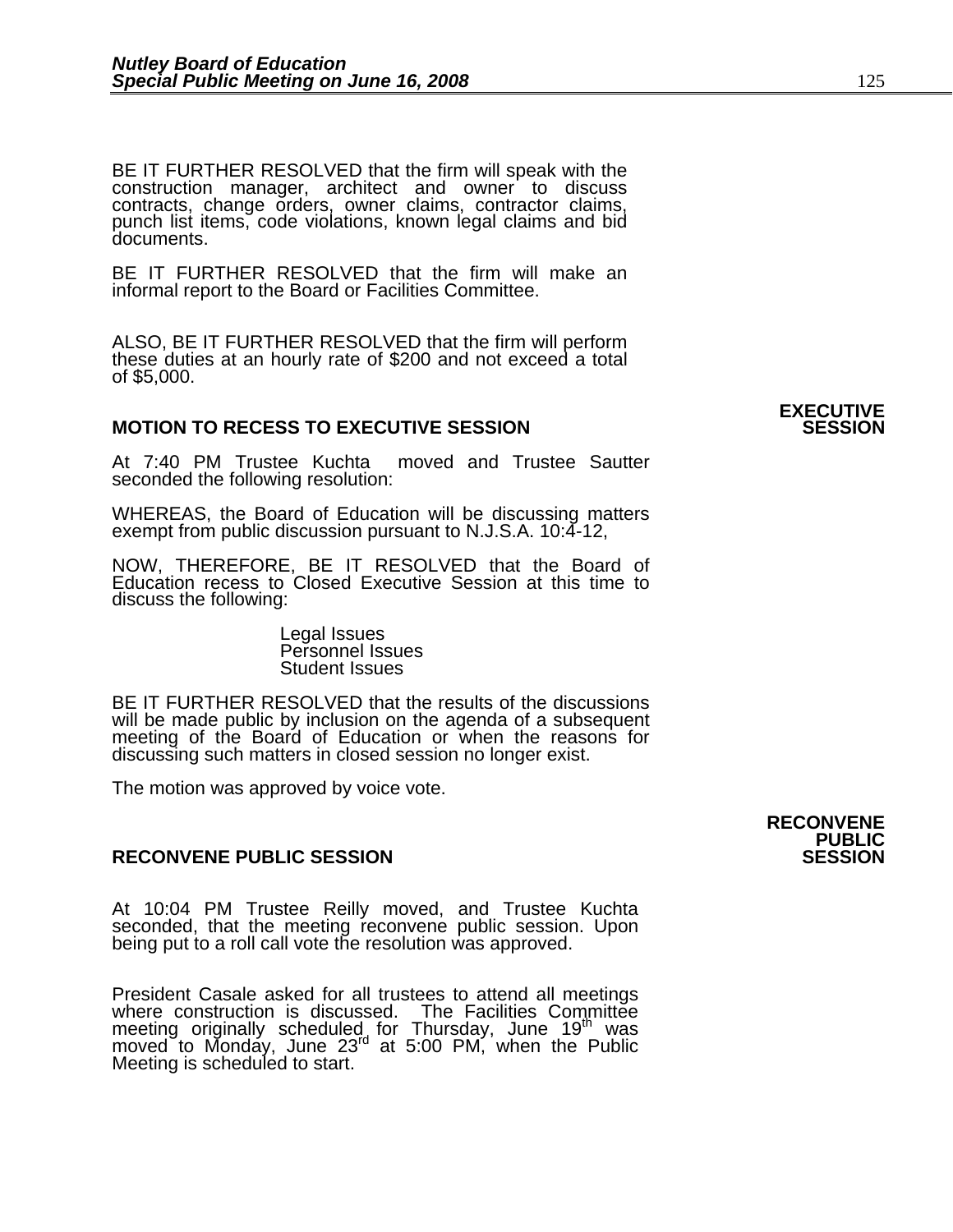BE IT FURTHER RESOLVED that the firm will speak with the construction manager, architect and owner to discuss contracts, change orders, owner claims, contractor claims, punch list items, code violations, known legal claims and bid documents.

BE IT FURTHER RESOLVED that the firm will make an informal report to the Board or Facilities Committee.

ALSO, BE IT FURTHER RESOLVED that the firm will perform these duties at an hourly rate of $200 and not exceed a total of $5,000.

**MOTION TO RECESS TO EXECUTIVE SESSION** **EXECUTIVE SESSION**

At 7:40 PM Trustee Kuchta moved and Trustee Sautter seconded the following resolution:

WHEREAS, the Board of Education will be discussing matters exempt from public discussion pursuant to N.J.S.A. 10:4-12,

NOW, THEREFORE, BE IT RESOLVED that the Board of Education recess to Closed Executive Session at this time to discuss the following:

Legal Issues
Personnel Issues
Student Issues

BE IT FURTHER RESOLVED that the results of the discussions will be made public by inclusion on the agenda of a subsequent meeting of the Board of Education or when the reasons for discussing such matters in closed session no longer exist.

The motion was approved by voice vote.

**RECONVENE PUBLIC SESSION** **RECONVENE PUBLIC SESSION**

At 10:04 PM Trustee Reilly moved, and Trustee Kuchta seconded, that the meeting reconvene public session. Upon being put to a roll call vote the resolution was approved.

President Casale asked for all trustees to attend all meetings where construction is discussed. The Facilities Committee meeting originally scheduled for Thursday, June 19th was moved to Monday, June 23rd at 5:00 PM, when the Public Meeting is scheduled to start.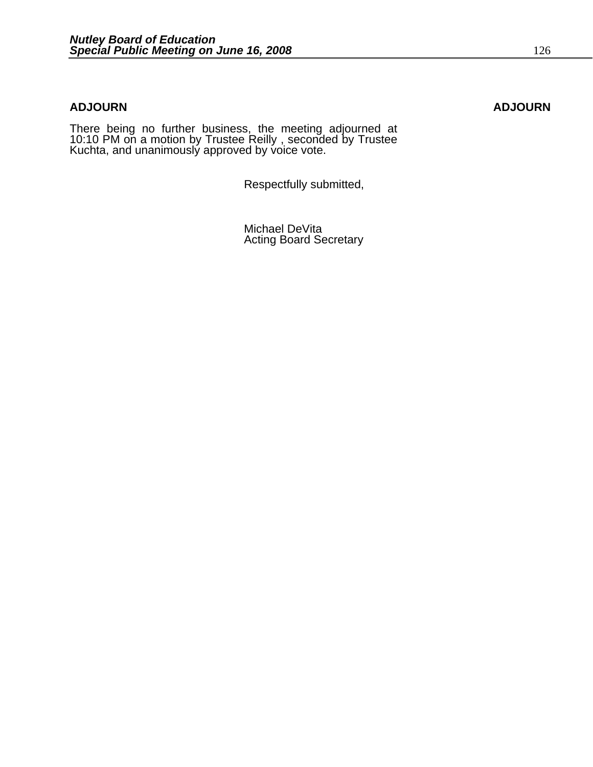**ADJOURN** **ADJOURN**

There being no further business, the meeting adjourned at 10:10 PM on a motion by Trustee Reilly , seconded by Trustee Kuchta, and unanimously approved by voice vote.

Respectfully submitted,

Michael DeVita
Acting Board Secretary